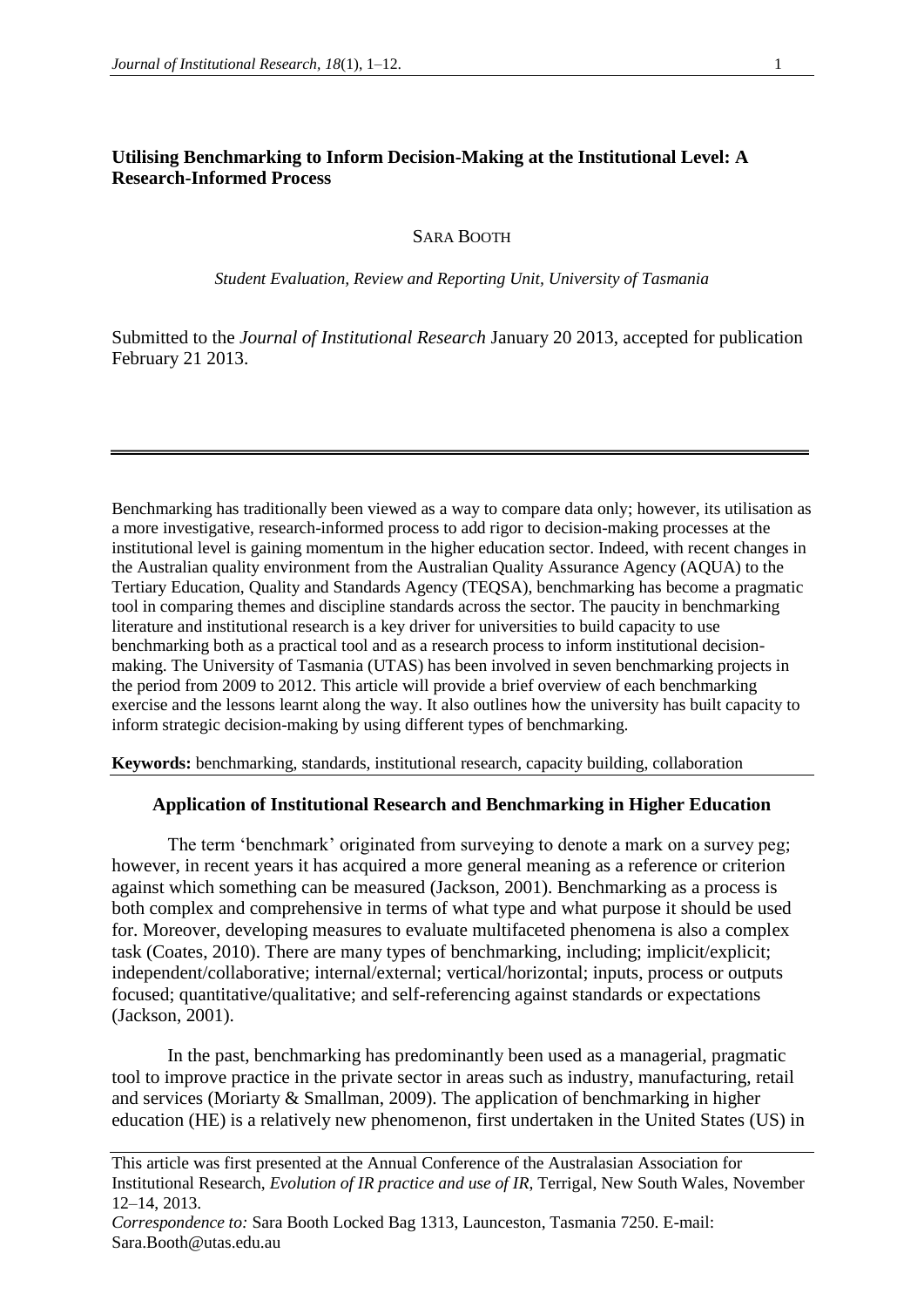# Utilising Benchmarking to Inform Decision-Making at the Institutional Level: A Research-Informed Process

SARA BOOTH

*Student Evaluation, Review and Reporting Unit, University of Tasmania*

Submitted to the *Journal of Institutional Research* January 20 2013, accepted for publication February 21 2013.

---

Benchmarking has traditionally been viewed as a way to compare data only; however, its utilisation as a more investigative, research-informed process to add rigor to decision-making processes at the institutional level is gaining momentum in the higher education sector. Indeed, with recent changes in the Australian quality environment from the Australian Quality Assurance Agency (AQUA) to the Tertiary Education, Quality and Standards Agency (TEQSA), benchmarking has become a pragmatic tool in comparing themes and discipline standards across the sector. The paucity in benchmarking literature and institutional research is a key driver for universities to build capacity to use benchmarking both as a practical tool and as a research process to inform institutional decision-making. The University of Tasmania (UTAS) has been involved in seven benchmarking projects in the period from 2009 to 2012. This article will provide a brief overview of each benchmarking exercise and the lessons learnt along the way. It also outlines how the university has built capacity to inform strategic decision-making by using different types of benchmarking.

**Keywords:** benchmarking, standards, institutional research, capacity building, collaboration

## Application of Institutional Research and Benchmarking in Higher Education

The term 'benchmark' originated from surveying to denote a mark on a survey peg; however, in recent years it has acquired a more general meaning as a reference or criterion against which something can be measured (Jackson, 2001). Benchmarking as a process is both complex and comprehensive in terms of what type and what purpose it should be used for. Moreover, developing measures to evaluate multifaceted phenomena is also a complex task (Coates, 2010). There are many types of benchmarking, including; implicit/explicit; independent/collaborative; internal/external; vertical/horizontal; inputs, process or outputs focused; quantitative/qualitative; and self-referencing against standards or expectations (Jackson, 2001).

In the past, benchmarking has predominantly been used as a managerial, pragmatic tool to improve practice in the private sector in areas such as industry, manufacturing, retail and services (Moriarty & Smallman, 2009). The application of benchmarking in higher education (HE) is a relatively new phenomenon, first undertaken in the United States (US) in

---

This article was first presented at the Annual Conference of the Australasian Association for Institutional Research, *Evolution of IR practice and use of IR*, Terrigal, New South Wales, November 12–14, 2013.

*Correspondence to:* Sara Booth Locked Bag 1313, Launceston, Tasmania 7250. E-mail: Sara.Booth@utas.edu.au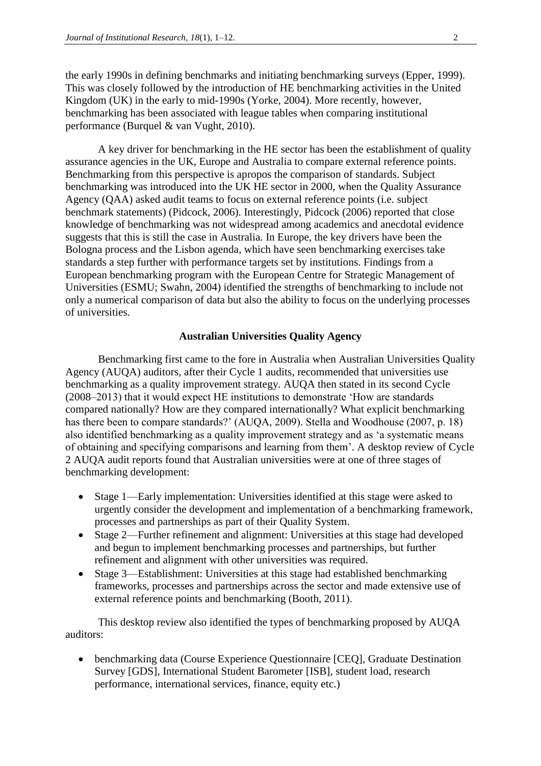the early 1990s in defining benchmarks and initiating benchmarking surveys (Epper, 1999). This was closely followed by the introduction of HE benchmarking activities in the United Kingdom (UK) in the early to mid-1990s (Yorke, 2004). More recently, however, benchmarking has been associated with league tables when comparing institutional performance (Burquel & van Vught, 2010).

A key driver for benchmarking in the HE sector has been the establishment of quality assurance agencies in the UK, Europe and Australia to compare external reference points. Benchmarking from this perspective is apropos the comparison of standards. Subject benchmarking was introduced into the UK HE sector in 2000, when the Quality Assurance Agency (QAA) asked audit teams to focus on external reference points (i.e. subject benchmark statements) (Pidcock, 2006). Interestingly, Pidcock (2006) reported that close knowledge of benchmarking was not widespread among academics and anecdotal evidence suggests that this is still the case in Australia. In Europe, the key drivers have been the Bologna process and the Lisbon agenda, which have seen benchmarking exercises take standards a step further with performance targets set by institutions. Findings from a European benchmarking program with the European Centre for Strategic Management of Universities (ESMU; Swahn, 2004) identified the strengths of benchmarking to include not only a numerical comparison of data but also the ability to focus on the underlying processes of universities.

## Australian Universities Quality Agency

Benchmarking first came to the fore in Australia when Australian Universities Quality Agency (AUQA) auditors, after their Cycle 1 audits, recommended that universities use benchmarking as a quality improvement strategy. AUQA then stated in its second Cycle (2008–2013) that it would expect HE institutions to demonstrate 'How are standards compared nationally? How are they compared internationally? What explicit benchmarking has there been to compare standards?' (AUQA, 2009). Stella and Woodhouse (2007, p. 18) also identified benchmarking as a quality improvement strategy and as 'a systematic means of obtaining and specifying comparisons and learning from them'. A desktop review of Cycle 2 AUQA audit reports found that Australian universities were at one of three stages of benchmarking development:

- Stage 1—Early implementation: Universities identified at this stage were asked to urgently consider the development and implementation of a benchmarking framework, processes and partnerships as part of their Quality System.
- Stage 2—Further refinement and alignment: Universities at this stage had developed and begun to implement benchmarking processes and partnerships, but further refinement and alignment with other universities was required.
- Stage 3—Establishment: Universities at this stage had established benchmarking frameworks, processes and partnerships across the sector and made extensive use of external reference points and benchmarking (Booth, 2011).

This desktop review also identified the types of benchmarking proposed by AUQA auditors:

- benchmarking data (Course Experience Questionnaire [CEQ], Graduate Destination Survey [GDS], International Student Barometer [ISB], student load, research performance, international services, finance, equity etc.)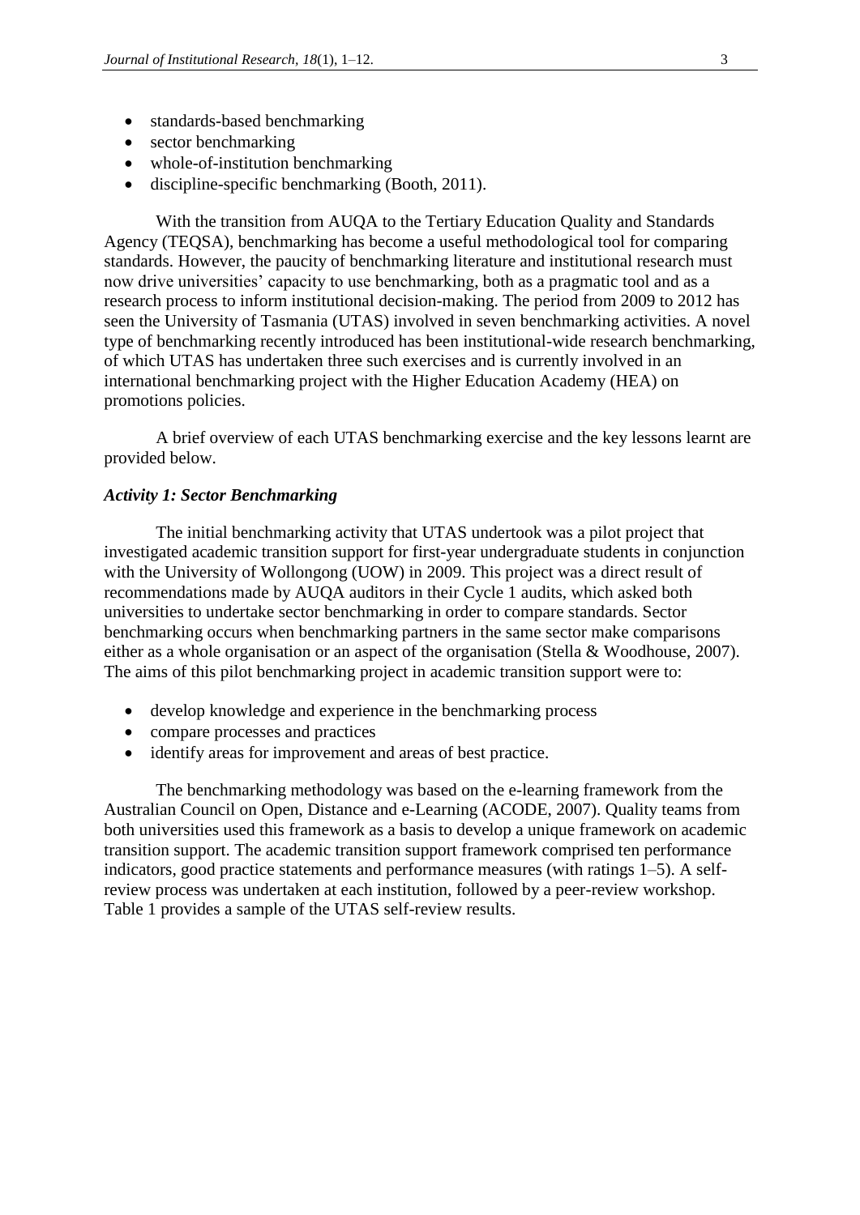- standards-based benchmarking
- sector benchmarking
- whole-of-institution benchmarking
- discipline-specific benchmarking (Booth, 2011).

With the transition from AUQA to the Tertiary Education Quality and Standards Agency (TEQSA), benchmarking has become a useful methodological tool for comparing standards. However, the paucity of benchmarking literature and institutional research must now drive universities' capacity to use benchmarking, both as a pragmatic tool and as a research process to inform institutional decision-making. The period from 2009 to 2012 has seen the University of Tasmania (UTAS) involved in seven benchmarking activities. A novel type of benchmarking recently introduced has been institutional-wide research benchmarking, of which UTAS has undertaken three such exercises and is currently involved in an international benchmarking project with the Higher Education Academy (HEA) on promotions policies.

A brief overview of each UTAS benchmarking exercise and the key lessons learnt are provided below.

### *Activity 1: Sector Benchmarking*

The initial benchmarking activity that UTAS undertook was a pilot project that investigated academic transition support for first-year undergraduate students in conjunction with the University of Wollongong (UOW) in 2009. This project was a direct result of recommendations made by AUQA auditors in their Cycle 1 audits, which asked both universities to undertake sector benchmarking in order to compare standards. Sector benchmarking occurs when benchmarking partners in the same sector make comparisons either as a whole organisation or an aspect of the organisation (Stella & Woodhouse, 2007). The aims of this pilot benchmarking project in academic transition support were to:

- develop knowledge and experience in the benchmarking process
- compare processes and practices
- identify areas for improvement and areas of best practice.

The benchmarking methodology was based on the e-learning framework from the Australian Council on Open, Distance and e-Learning (ACODE, 2007). Quality teams from both universities used this framework as a basis to develop a unique framework on academic transition support. The academic transition support framework comprised ten performance indicators, good practice statements and performance measures (with ratings 1–5). A self-review process was undertaken at each institution, followed by a peer-review workshop. Table 1 provides a sample of the UTAS self-review results.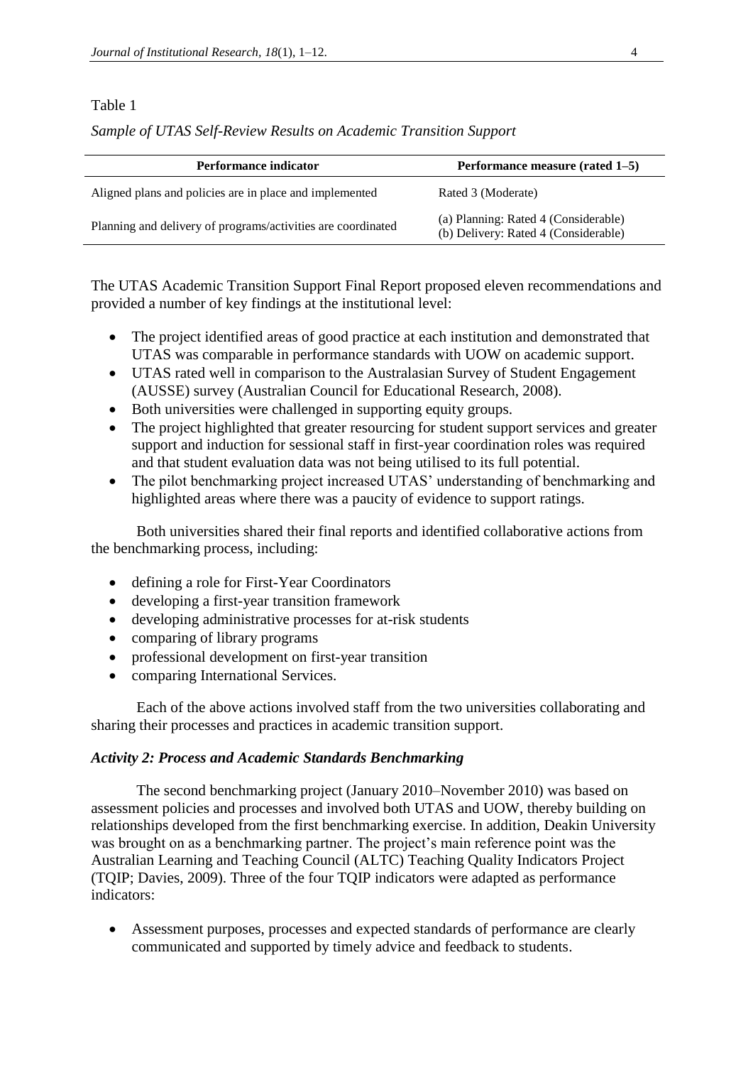Table 1

*Sample of UTAS Self-Review Results on Academic Transition Support*

| Performance indicator | Performance measure (rated 1–5) |
|---|---|
| Aligned plans and policies are in place and implemented | Rated 3 (Moderate) |
| Planning and delivery of programs/activities are coordinated | (a) Planning: Rated 4 (Considerable)<br>(b) Delivery: Rated 4 (Considerable) |

The UTAS Academic Transition Support Final Report proposed eleven recommendations and provided a number of key findings at the institutional level:

- The project identified areas of good practice at each institution and demonstrated that UTAS was comparable in performance standards with UOW on academic support.
- UTAS rated well in comparison to the Australasian Survey of Student Engagement (AUSSE) survey (Australian Council for Educational Research, 2008).
- Both universities were challenged in supporting equity groups.
- The project highlighted that greater resourcing for student support services and greater support and induction for sessional staff in first-year coordination roles was required and that student evaluation data was not being utilised to its full potential.
- The pilot benchmarking project increased UTAS' understanding of benchmarking and highlighted areas where there was a paucity of evidence to support ratings.

Both universities shared their final reports and identified collaborative actions from the benchmarking process, including:

- defining a role for First-Year Coordinators
- developing a first-year transition framework
- developing administrative processes for at-risk students
- comparing of library programs
- professional development on first-year transition
- comparing International Services.

Each of the above actions involved staff from the two universities collaborating and sharing their processes and practices in academic transition support.

### *Activity 2: Process and Academic Standards Benchmarking*

The second benchmarking project (January 2010–November 2010) was based on assessment policies and processes and involved both UTAS and UOW, thereby building on relationships developed from the first benchmarking exercise. In addition, Deakin University was brought on as a benchmarking partner. The project's main reference point was the Australian Learning and Teaching Council (ALTC) Teaching Quality Indicators Project (TQIP; Davies, 2009). Three of the four TQIP indicators were adapted as performance indicators:

- Assessment purposes, processes and expected standards of performance are clearly communicated and supported by timely advice and feedback to students.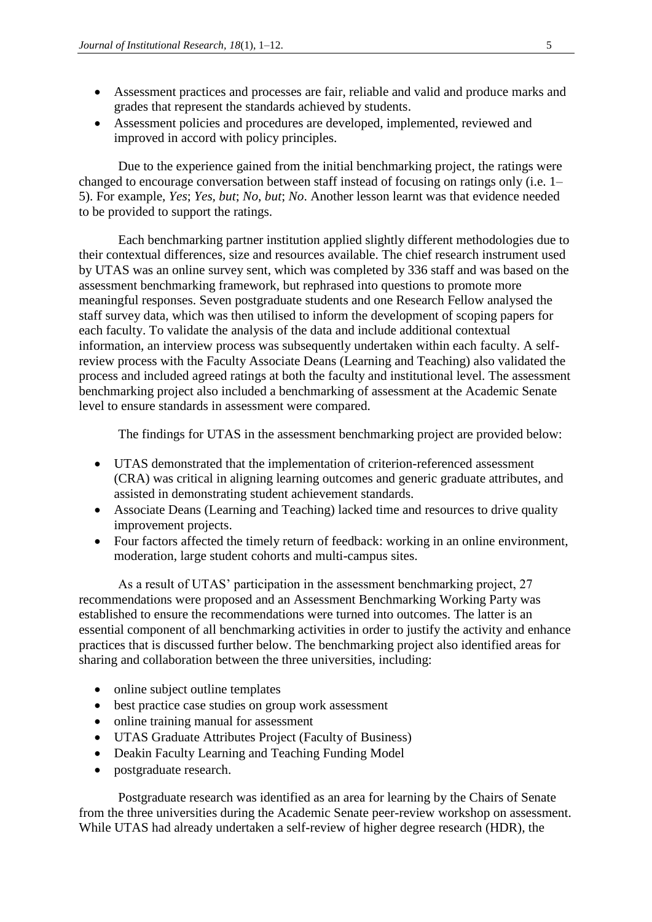- Assessment practices and processes are fair, reliable and valid and produce marks and grades that represent the standards achieved by students.
- Assessment policies and procedures are developed, implemented, reviewed and improved in accord with policy principles.

Due to the experience gained from the initial benchmarking project, the ratings were changed to encourage conversation between staff instead of focusing on ratings only (i.e. 1–5). For example, *Yes*; *Yes, but*; *No, but*; *No*. Another lesson learnt was that evidence needed to be provided to support the ratings.

Each benchmarking partner institution applied slightly different methodologies due to their contextual differences, size and resources available. The chief research instrument used by UTAS was an online survey sent, which was completed by 336 staff and was based on the assessment benchmarking framework, but rephrased into questions to promote more meaningful responses. Seven postgraduate students and one Research Fellow analysed the staff survey data, which was then utilised to inform the development of scoping papers for each faculty. To validate the analysis of the data and include additional contextual information, an interview process was subsequently undertaken within each faculty. A self-review process with the Faculty Associate Deans (Learning and Teaching) also validated the process and included agreed ratings at both the faculty and institutional level. The assessment benchmarking project also included a benchmarking of assessment at the Academic Senate level to ensure standards in assessment were compared.

The findings for UTAS in the assessment benchmarking project are provided below:

- UTAS demonstrated that the implementation of criterion-referenced assessment (CRA) was critical in aligning learning outcomes and generic graduate attributes, and assisted in demonstrating student achievement standards.
- Associate Deans (Learning and Teaching) lacked time and resources to drive quality improvement projects.
- Four factors affected the timely return of feedback: working in an online environment, moderation, large student cohorts and multi-campus sites.

As a result of UTAS' participation in the assessment benchmarking project, 27 recommendations were proposed and an Assessment Benchmarking Working Party was established to ensure the recommendations were turned into outcomes. The latter is an essential component of all benchmarking activities in order to justify the activity and enhance practices that is discussed further below. The benchmarking project also identified areas for sharing and collaboration between the three universities, including:

- online subject outline templates
- best practice case studies on group work assessment
- online training manual for assessment
- UTAS Graduate Attributes Project (Faculty of Business)
- Deakin Faculty Learning and Teaching Funding Model
- postgraduate research.

Postgraduate research was identified as an area for learning by the Chairs of Senate from the three universities during the Academic Senate peer-review workshop on assessment. While UTAS had already undertaken a self-review of higher degree research (HDR), the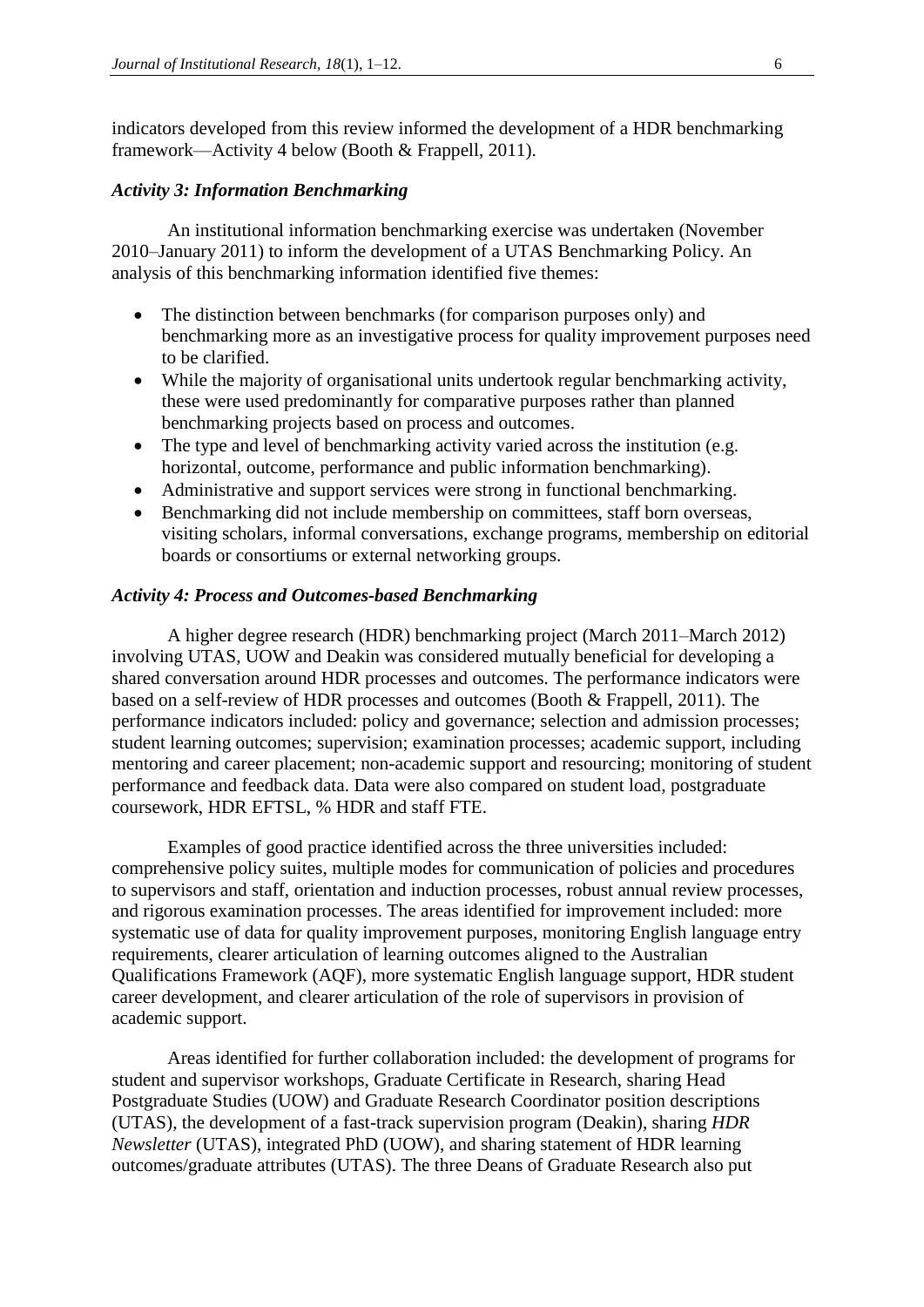indicators developed from this review informed the development of a HDR benchmarking framework—Activity 4 below (Booth & Frappell, 2011).

### *Activity 3: Information Benchmarking*

An institutional information benchmarking exercise was undertaken (November 2010–January 2011) to inform the development of a UTAS Benchmarking Policy. An analysis of this benchmarking information identified five themes:

- The distinction between benchmarks (for comparison purposes only) and benchmarking more as an investigative process for quality improvement purposes need to be clarified.
- While the majority of organisational units undertook regular benchmarking activity, these were used predominantly for comparative purposes rather than planned benchmarking projects based on process and outcomes.
- The type and level of benchmarking activity varied across the institution (e.g. horizontal, outcome, performance and public information benchmarking).
- Administrative and support services were strong in functional benchmarking.
- Benchmarking did not include membership on committees, staff born overseas, visiting scholars, informal conversations, exchange programs, membership on editorial boards or consortiums or external networking groups.

### *Activity 4: Process and Outcomes-based Benchmarking*

A higher degree research (HDR) benchmarking project (March 2011–March 2012) involving UTAS, UOW and Deakin was considered mutually beneficial for developing a shared conversation around HDR processes and outcomes. The performance indicators were based on a self-review of HDR processes and outcomes (Booth & Frappell, 2011). The performance indicators included: policy and governance; selection and admission processes; student learning outcomes; supervision; examination processes; academic support, including mentoring and career placement; non-academic support and resourcing; monitoring of student performance and feedback data. Data were also compared on student load, postgraduate coursework, HDR EFTSL, % HDR and staff FTE.

Examples of good practice identified across the three universities included: comprehensive policy suites, multiple modes for communication of policies and procedures to supervisors and staff, orientation and induction processes, robust annual review processes, and rigorous examination processes. The areas identified for improvement included: more systematic use of data for quality improvement purposes, monitoring English language entry requirements, clearer articulation of learning outcomes aligned to the Australian Qualifications Framework (AQF), more systematic English language support, HDR student career development, and clearer articulation of the role of supervisors in provision of academic support.

Areas identified for further collaboration included: the development of programs for student and supervisor workshops, Graduate Certificate in Research, sharing Head Postgraduate Studies (UOW) and Graduate Research Coordinator position descriptions (UTAS), the development of a fast-track supervision program (Deakin), sharing *HDR Newsletter* (UTAS), integrated PhD (UOW), and sharing statement of HDR learning outcomes/graduate attributes (UTAS). The three Deans of Graduate Research also put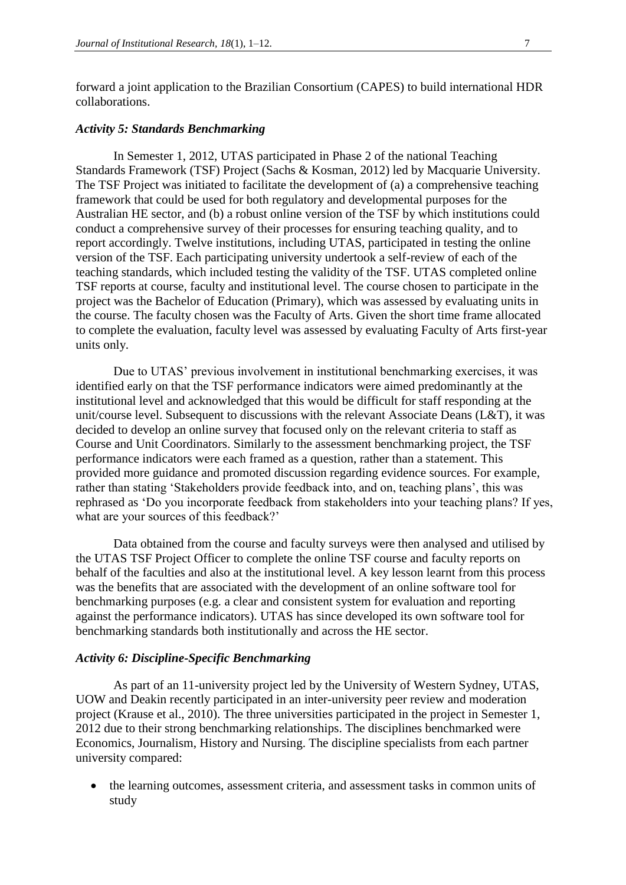forward a joint application to the Brazilian Consortium (CAPES) to build international HDR collaborations.

### *Activity 5: Standards Benchmarking*

In Semester 1, 2012, UTAS participated in Phase 2 of the national Teaching Standards Framework (TSF) Project (Sachs & Kosman, 2012) led by Macquarie University. The TSF Project was initiated to facilitate the development of (a) a comprehensive teaching framework that could be used for both regulatory and developmental purposes for the Australian HE sector, and (b) a robust online version of the TSF by which institutions could conduct a comprehensive survey of their processes for ensuring teaching quality, and to report accordingly. Twelve institutions, including UTAS, participated in testing the online version of the TSF. Each participating university undertook a self-review of each of the teaching standards, which included testing the validity of the TSF. UTAS completed online TSF reports at course, faculty and institutional level. The course chosen to participate in the project was the Bachelor of Education (Primary), which was assessed by evaluating units in the course. The faculty chosen was the Faculty of Arts. Given the short time frame allocated to complete the evaluation, faculty level was assessed by evaluating Faculty of Arts first-year units only.

Due to UTAS' previous involvement in institutional benchmarking exercises, it was identified early on that the TSF performance indicators were aimed predominantly at the institutional level and acknowledged that this would be difficult for staff responding at the unit/course level. Subsequent to discussions with the relevant Associate Deans (L&T), it was decided to develop an online survey that focused only on the relevant criteria to staff as Course and Unit Coordinators. Similarly to the assessment benchmarking project, the TSF performance indicators were each framed as a question, rather than a statement. This provided more guidance and promoted discussion regarding evidence sources. For example, rather than stating 'Stakeholders provide feedback into, and on, teaching plans', this was rephrased as 'Do you incorporate feedback from stakeholders into your teaching plans? If yes, what are your sources of this feedback?'

Data obtained from the course and faculty surveys were then analysed and utilised by the UTAS TSF Project Officer to complete the online TSF course and faculty reports on behalf of the faculties and also at the institutional level. A key lesson learnt from this process was the benefits that are associated with the development of an online software tool for benchmarking purposes (e.g. a clear and consistent system for evaluation and reporting against the performance indicators). UTAS has since developed its own software tool for benchmarking standards both institutionally and across the HE sector.

### *Activity 6: Discipline-Specific Benchmarking*

As part of an 11-university project led by the University of Western Sydney, UTAS, UOW and Deakin recently participated in an inter-university peer review and moderation project (Krause et al., 2010). The three universities participated in the project in Semester 1, 2012 due to their strong benchmarking relationships. The disciplines benchmarked were Economics, Journalism, History and Nursing. The discipline specialists from each partner university compared:

- the learning outcomes, assessment criteria, and assessment tasks in common units of study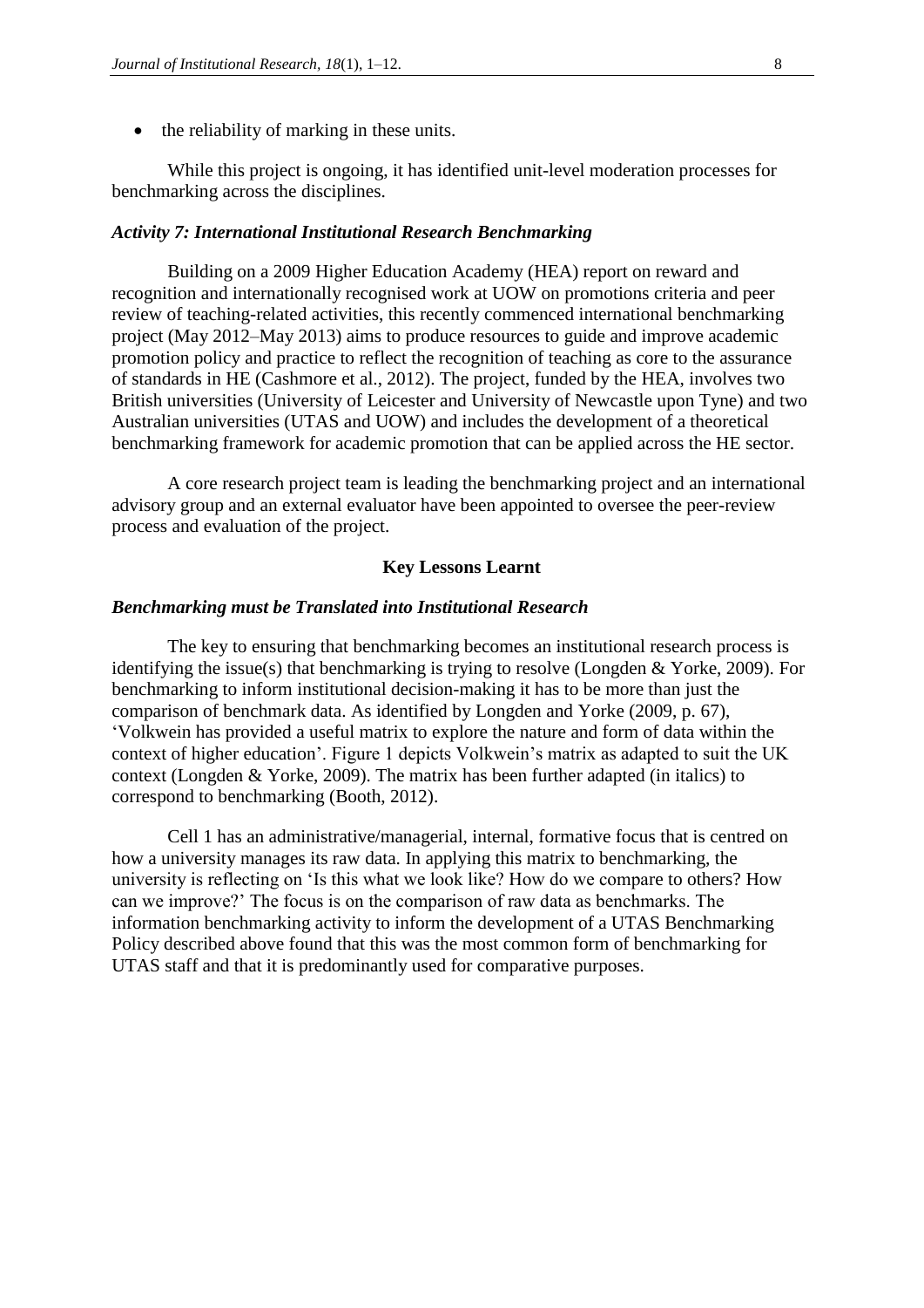- the reliability of marking in these units.

While this project is ongoing, it has identified unit-level moderation processes for benchmarking across the disciplines.

### *Activity 7: International Institutional Research Benchmarking*

Building on a 2009 Higher Education Academy (HEA) report on reward and recognition and internationally recognised work at UOW on promotions criteria and peer review of teaching-related activities, this recently commenced international benchmarking project (May 2012–May 2013) aims to produce resources to guide and improve academic promotion policy and practice to reflect the recognition of teaching as core to the assurance of standards in HE (Cashmore et al., 2012). The project, funded by the HEA, involves two British universities (University of Leicester and University of Newcastle upon Tyne) and two Australian universities (UTAS and UOW) and includes the development of a theoretical benchmarking framework for academic promotion that can be applied across the HE sector.

A core research project team is leading the benchmarking project and an international advisory group and an external evaluator have been appointed to oversee the peer-review process and evaluation of the project.

## Key Lessons Learnt

### *Benchmarking must be Translated into Institutional Research*

The key to ensuring that benchmarking becomes an institutional research process is identifying the issue(s) that benchmarking is trying to resolve (Longden & Yorke, 2009). For benchmarking to inform institutional decision-making it has to be more than just the comparison of benchmark data. As identified by Longden and Yorke (2009, p. 67), 'Volkwein has provided a useful matrix to explore the nature and form of data within the context of higher education'. Figure 1 depicts Volkwein's matrix as adapted to suit the UK context (Longden & Yorke, 2009). The matrix has been further adapted (in italics) to correspond to benchmarking (Booth, 2012).

Cell 1 has an administrative/managerial, internal, formative focus that is centred on how a university manages its raw data. In applying this matrix to benchmarking, the university is reflecting on 'Is this what we look like? How do we compare to others? How can we improve?' The focus is on the comparison of raw data as benchmarks. The information benchmarking activity to inform the development of a UTAS Benchmarking Policy described above found that this was the most common form of benchmarking for UTAS staff and that it is predominantly used for comparative purposes.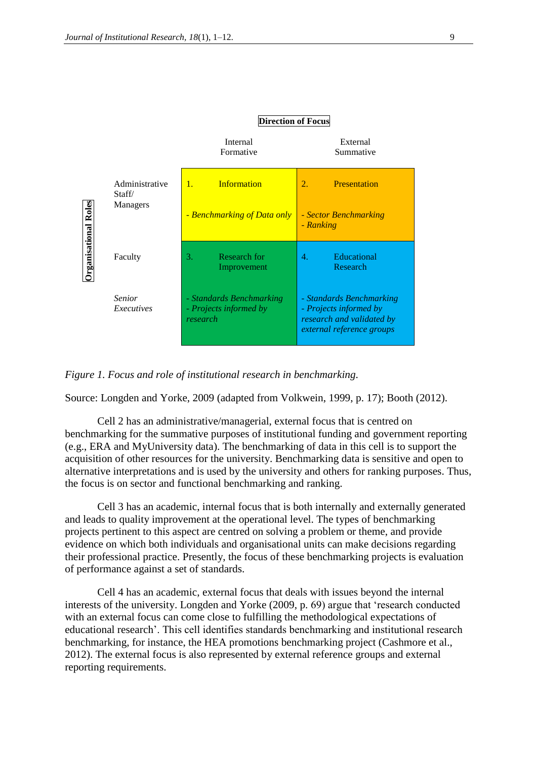**Direction of Focus**

| Organisational Roles | Internal Formative | External Summative |
|---|---|---|
| Administrative Staff/ Managers | 1. Information<br>*- Benchmarking of Data only* | 2. Presentation<br>*- Sector Benchmarking*<br>*- Ranking* |
| Faculty<br>*Senior Executives* | 3. Research for Improvement<br>*- Standards Benchmarking*<br>*- Projects informed by research* | 4. Educational Research<br>*- Standards Benchmarking*<br>*- Projects informed by research and validated by external reference groups* |

*Figure 1. Focus and role of institutional research in benchmarking.*

Source: Longden and Yorke, 2009 (adapted from Volkwein, 1999, p. 17); Booth (2012).

Cell 2 has an administrative/managerial, external focus that is centred on benchmarking for the summative purposes of institutional funding and government reporting (e.g., ERA and MyUniversity data). The benchmarking of data in this cell is to support the acquisition of other resources for the university. Benchmarking data is sensitive and open to alternative interpretations and is used by the university and others for ranking purposes. Thus, the focus is on sector and functional benchmarking and ranking.

Cell 3 has an academic, internal focus that is both internally and externally generated and leads to quality improvement at the operational level. The types of benchmarking projects pertinent to this aspect are centred on solving a problem or theme, and provide evidence on which both individuals and organisational units can make decisions regarding their professional practice. Presently, the focus of these benchmarking projects is evaluation of performance against a set of standards.

Cell 4 has an academic, external focus that deals with issues beyond the internal interests of the university. Longden and Yorke (2009, p. 69) argue that 'research conducted with an external focus can come close to fulfilling the methodological expectations of educational research'. This cell identifies standards benchmarking and institutional research benchmarking, for instance, the HEA promotions benchmarking project (Cashmore et al., 2012). The external focus is also represented by external reference groups and external reporting requirements.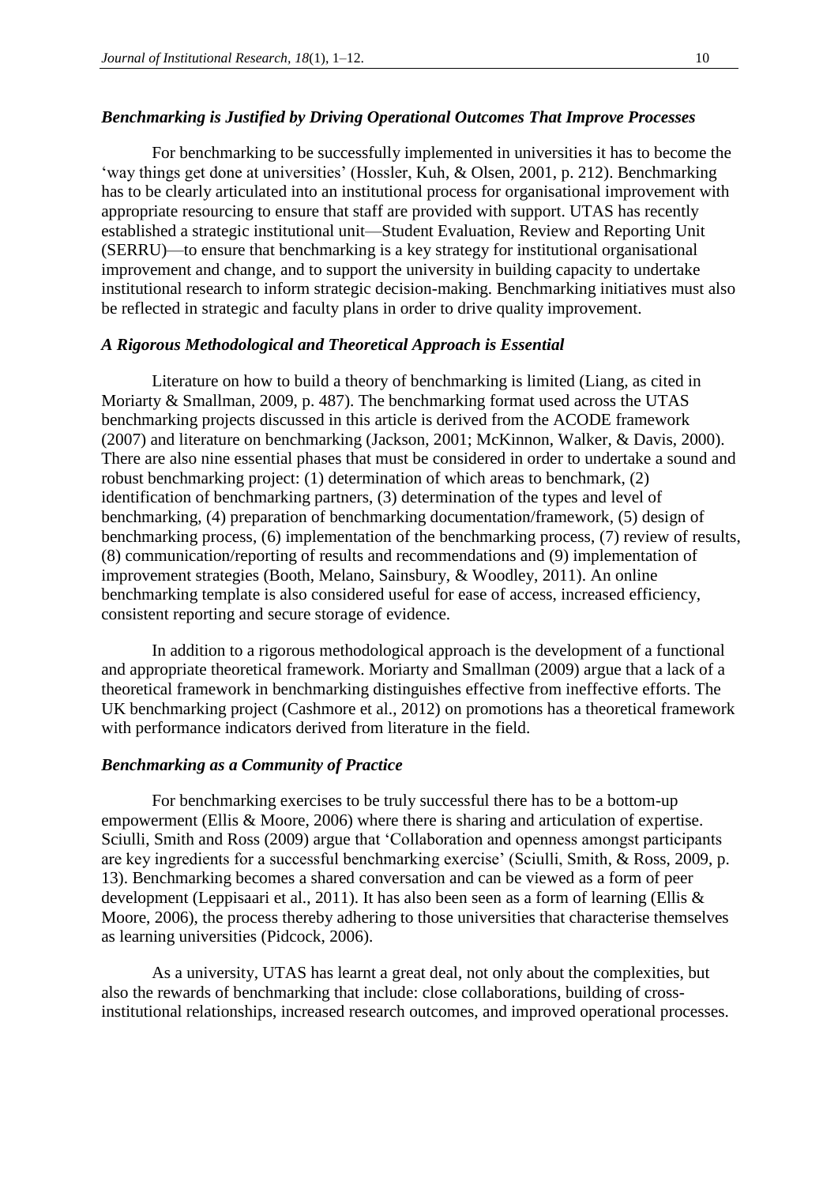### *Benchmarking is Justified by Driving Operational Outcomes That Improve Processes*

For benchmarking to be successfully implemented in universities it has to become the 'way things get done at universities' (Hossler, Kuh, & Olsen, 2001, p. 212). Benchmarking has to be clearly articulated into an institutional process for organisational improvement with appropriate resourcing to ensure that staff are provided with support. UTAS has recently established a strategic institutional unit—Student Evaluation, Review and Reporting Unit (SERRU)—to ensure that benchmarking is a key strategy for institutional organisational improvement and change, and to support the university in building capacity to undertake institutional research to inform strategic decision-making. Benchmarking initiatives must also be reflected in strategic and faculty plans in order to drive quality improvement.

### *A Rigorous Methodological and Theoretical Approach is Essential*

Literature on how to build a theory of benchmarking is limited (Liang, as cited in Moriarty & Smallman, 2009, p. 487). The benchmarking format used across the UTAS benchmarking projects discussed in this article is derived from the ACODE framework (2007) and literature on benchmarking (Jackson, 2001; McKinnon, Walker, & Davis, 2000). There are also nine essential phases that must be considered in order to undertake a sound and robust benchmarking project: (1) determination of which areas to benchmark, (2) identification of benchmarking partners, (3) determination of the types and level of benchmarking, (4) preparation of benchmarking documentation/framework, (5) design of benchmarking process, (6) implementation of the benchmarking process, (7) review of results, (8) communication/reporting of results and recommendations and (9) implementation of improvement strategies (Booth, Melano, Sainsbury, & Woodley, 2011). An online benchmarking template is also considered useful for ease of access, increased efficiency, consistent reporting and secure storage of evidence.

In addition to a rigorous methodological approach is the development of a functional and appropriate theoretical framework. Moriarty and Smallman (2009) argue that a lack of a theoretical framework in benchmarking distinguishes effective from ineffective efforts. The UK benchmarking project (Cashmore et al., 2012) on promotions has a theoretical framework with performance indicators derived from literature in the field.

### *Benchmarking as a Community of Practice*

For benchmarking exercises to be truly successful there has to be a bottom-up empowerment (Ellis & Moore, 2006) where there is sharing and articulation of expertise. Sciulli, Smith and Ross (2009) argue that 'Collaboration and openness amongst participants are key ingredients for a successful benchmarking exercise' (Sciulli, Smith, & Ross, 2009, p. 13). Benchmarking becomes a shared conversation and can be viewed as a form of peer development (Leppisaari et al., 2011). It has also been seen as a form of learning (Ellis & Moore, 2006), the process thereby adhering to those universities that characterise themselves as learning universities (Pidcock, 2006).

As a university, UTAS has learnt a great deal, not only about the complexities, but also the rewards of benchmarking that include: close collaborations, building of cross-institutional relationships, increased research outcomes, and improved operational processes.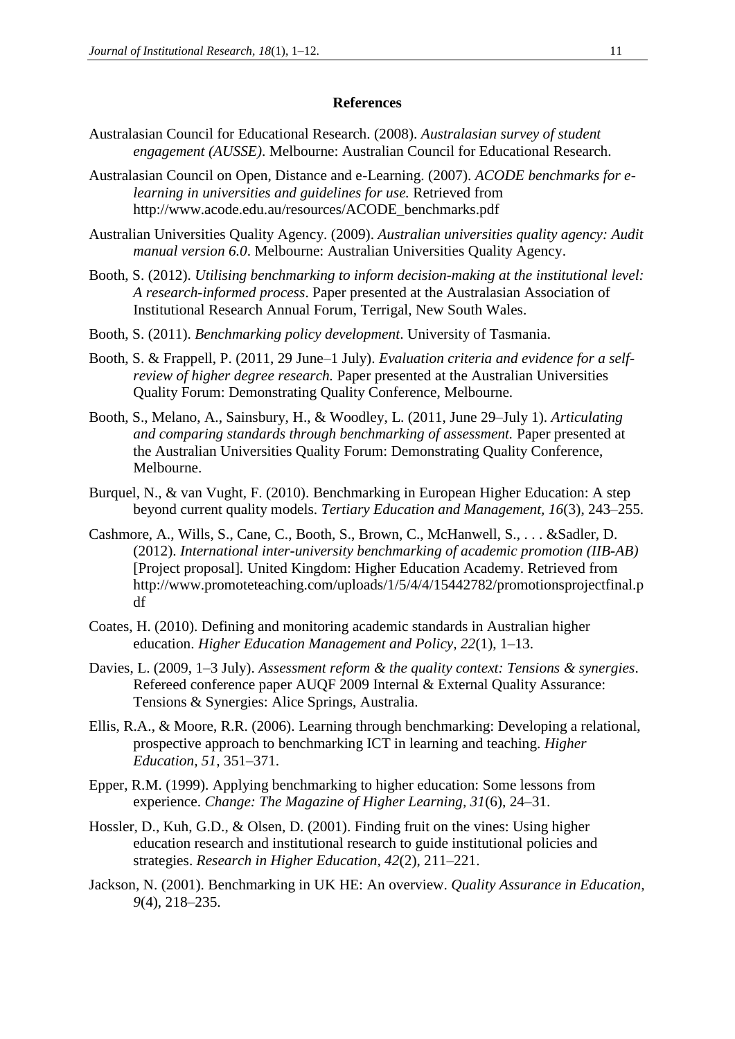## References

Australasian Council for Educational Research. (2008). *Australasian survey of student engagement (AUSSE)*. Melbourne: Australian Council for Educational Research.

Australasian Council on Open, Distance and e-Learning. (2007). *ACODE benchmarks for e-learning in universities and guidelines for use.* Retrieved from http://www.acode.edu.au/resources/ACODE_benchmarks.pdf

Australian Universities Quality Agency. (2009). *Australian universities quality agency: Audit manual version 6.0*. Melbourne: Australian Universities Quality Agency.

Booth, S. (2012). *Utilising benchmarking to inform decision-making at the institutional level: A research-informed process*. Paper presented at the Australasian Association of Institutional Research Annual Forum, Terrigal, New South Wales.

Booth, S. (2011). *Benchmarking policy development*. University of Tasmania.

Booth, S. & Frappell, P. (2011, 29 June–1 July). *Evaluation criteria and evidence for a self-review of higher degree research.* Paper presented at the Australian Universities Quality Forum: Demonstrating Quality Conference, Melbourne.

Booth, S., Melano, A., Sainsbury, H., & Woodley, L. (2011, June 29–July 1). *Articulating and comparing standards through benchmarking of assessment.* Paper presented at the Australian Universities Quality Forum: Demonstrating Quality Conference, Melbourne.

Burquel, N., & van Vught, F. (2010). Benchmarking in European Higher Education: A step beyond current quality models. *Tertiary Education and Management, 16*(3), 243–255.

Cashmore, A., Wills, S., Cane, C., Booth, S., Brown, C., McHanwell, S., . . . &Sadler, D. (2012). *International inter-university benchmarking of academic promotion (IIB-AB)* [Project proposal]. United Kingdom: Higher Education Academy. Retrieved from http://www.promoteteaching.com/uploads/1/5/4/4/15442782/promotionsprojectfinal.pdf

Coates, H. (2010). Defining and monitoring academic standards in Australian higher education. *Higher Education Management and Policy, 22*(1), 1–13.

Davies, L. (2009, 1–3 July). *Assessment reform & the quality context: Tensions & synergies*. Refereed conference paper AUQF 2009 Internal & External Quality Assurance: Tensions & Synergies: Alice Springs, Australia.

Ellis, R.A., & Moore, R.R. (2006). Learning through benchmarking: Developing a relational, prospective approach to benchmarking ICT in learning and teaching. *Higher Education, 51*, 351–371.

Epper, R.M. (1999). Applying benchmarking to higher education: Some lessons from experience. *Change: The Magazine of Higher Learning, 31*(6), 24–31.

Hossler, D., Kuh, G.D., & Olsen, D. (2001). Finding fruit on the vines: Using higher education research and institutional research to guide institutional policies and strategies. *Research in Higher Education, 42*(2), 211–221.

Jackson, N. (2001). Benchmarking in UK HE: An overview. *Quality Assurance in Education, 9*(4), 218–235.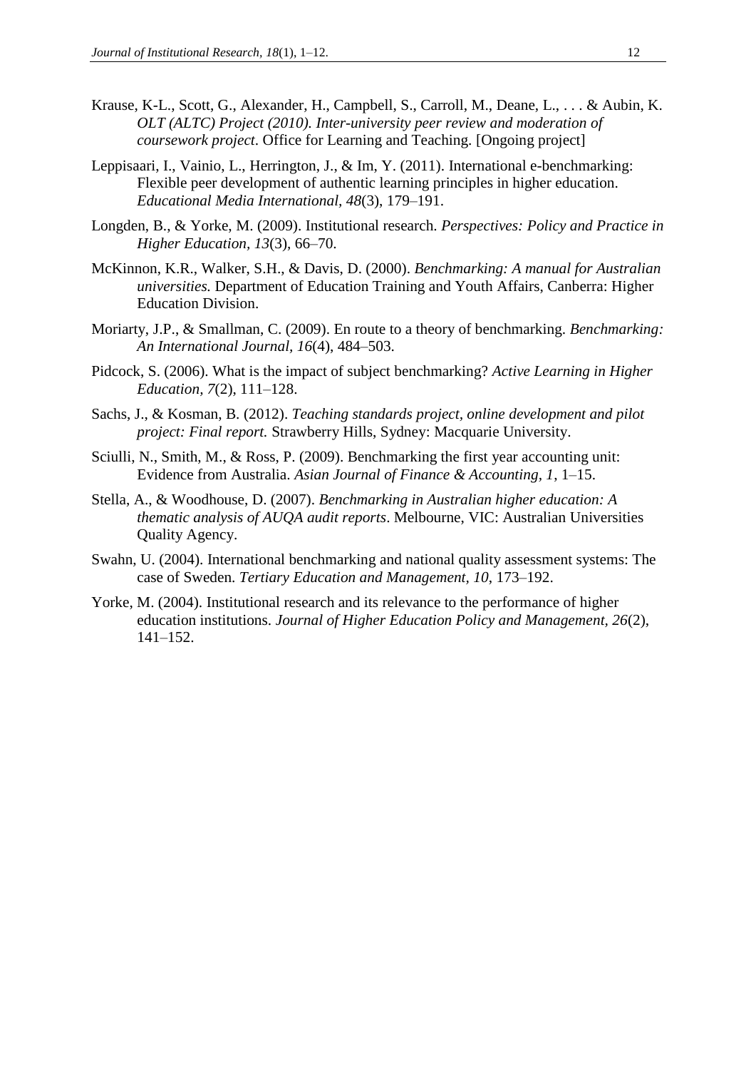Krause, K-L., Scott, G., Alexander, H., Campbell, S., Carroll, M., Deane, L., . . . & Aubin, K. *OLT (ALTC) Project (2010). Inter-university peer review and moderation of coursework project*. Office for Learning and Teaching. [Ongoing project]

Leppisaari, I., Vainio, L., Herrington, J., & Im, Y. (2011). International e-benchmarking: Flexible peer development of authentic learning principles in higher education. *Educational Media International, 48*(3), 179–191.

Longden, B., & Yorke, M. (2009). Institutional research. *Perspectives: Policy and Practice in Higher Education, 13*(3), 66–70.

McKinnon, K.R., Walker, S.H., & Davis, D. (2000). *Benchmarking: A manual for Australian universities.* Department of Education Training and Youth Affairs, Canberra: Higher Education Division.

Moriarty, J.P., & Smallman, C. (2009). En route to a theory of benchmarking. *Benchmarking: An International Journal, 16*(4), 484–503.

Pidcock, S. (2006). What is the impact of subject benchmarking? *Active Learning in Higher Education, 7*(2), 111–128.

Sachs, J., & Kosman, B. (2012). *Teaching standards project, online development and pilot project: Final report.* Strawberry Hills, Sydney: Macquarie University.

Sciulli, N., Smith, M., & Ross, P. (2009). Benchmarking the first year accounting unit: Evidence from Australia. *Asian Journal of Finance & Accounting, 1*, 1–15.

Stella, A., & Woodhouse, D. (2007). *Benchmarking in Australian higher education: A thematic analysis of AUQA audit reports*. Melbourne, VIC: Australian Universities Quality Agency.

Swahn, U. (2004). International benchmarking and national quality assessment systems: The case of Sweden. *Tertiary Education and Management*, *10*, 173–192.

Yorke, M. (2004). Institutional research and its relevance to the performance of higher education institutions. *Journal of Higher Education Policy and Management, 26*(2), 141–152.